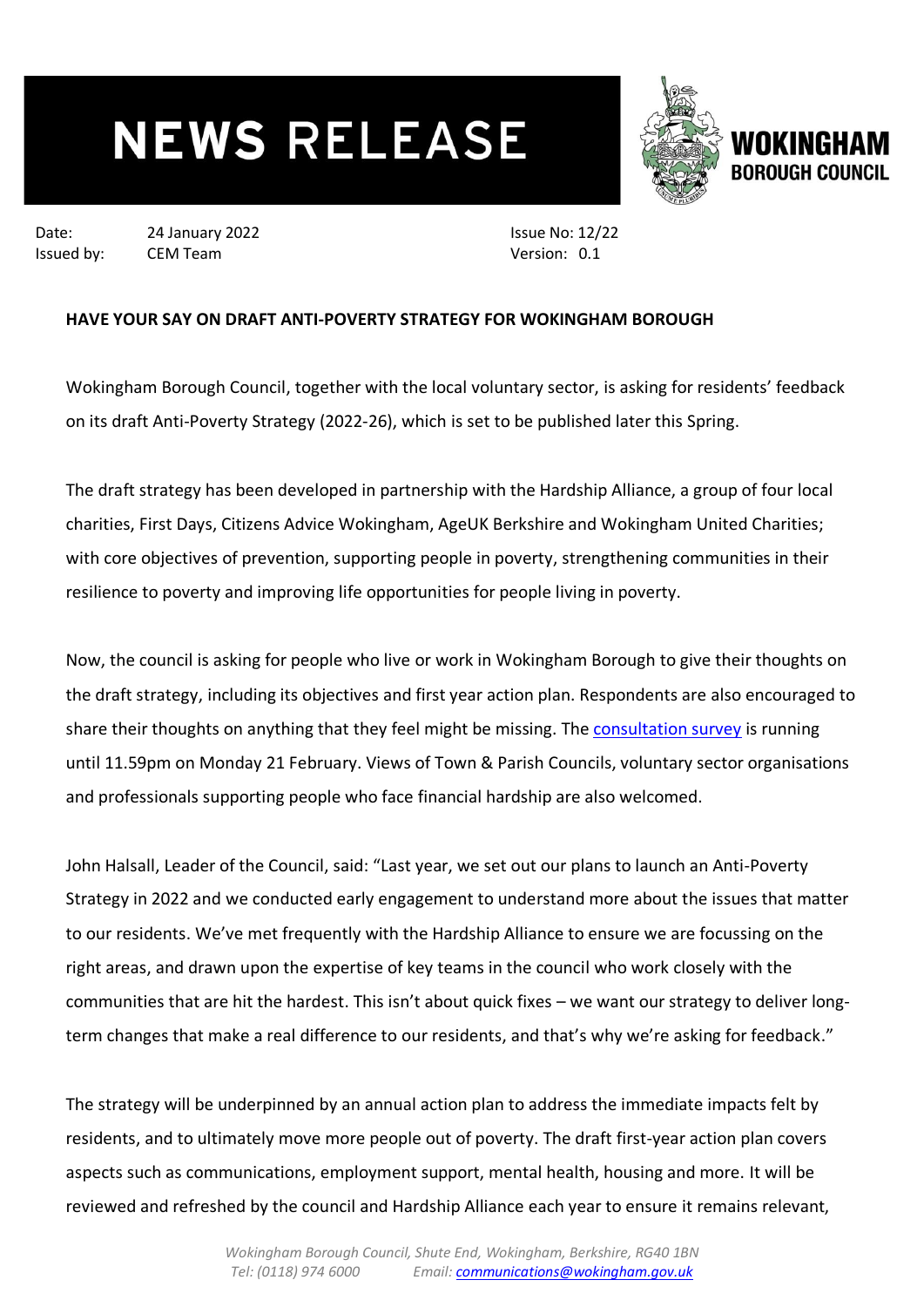# NEWS RELEASE

**WOKINGHAM BOROUGH COUNCIL**

Date: 24 January 2022
Issued by: CEM Team

Issue No: 12/22
Version: 0.1

**HAVE YOUR SAY ON DRAFT ANTI-POVERTY STRATEGY FOR WOKINGHAM BOROUGH**

Wokingham Borough Council, together with the local voluntary sector, is asking for residents' feedback on its draft Anti-Poverty Strategy (2022-26), which is set to be published later this Spring.

The draft strategy has been developed in partnership with the Hardship Alliance, a group of four local charities, First Days, Citizens Advice Wokingham, AgeUK Berkshire and Wokingham United Charities; with core objectives of prevention, supporting people in poverty, strengthening communities in their resilience to poverty and improving life opportunities for people living in poverty.

Now, the council is asking for people who live or work in Wokingham Borough to give their thoughts on the draft strategy, including its objectives and first year action plan. Respondents are also encouraged to share their thoughts on anything that they feel might be missing. The consultation survey is running until 11.59pm on Monday 21 February. Views of Town & Parish Councils, voluntary sector organisations and professionals supporting people who face financial hardship are also welcomed.

John Halsall, Leader of the Council, said: "Last year, we set out our plans to launch an Anti-Poverty Strategy in 2022 and we conducted early engagement to understand more about the issues that matter to our residents. We've met frequently with the Hardship Alliance to ensure we are focussing on the right areas, and drawn upon the expertise of key teams in the council who work closely with the communities that are hit the hardest. This isn't about quick fixes – we want our strategy to deliver long-term changes that make a real difference to our residents, and that's why we're asking for feedback."

The strategy will be underpinned by an annual action plan to address the immediate impacts felt by residents, and to ultimately move more people out of poverty. The draft first-year action plan covers aspects such as communications, employment support, mental health, housing and more. It will be reviewed and refreshed by the council and Hardship Alliance each year to ensure it remains relevant,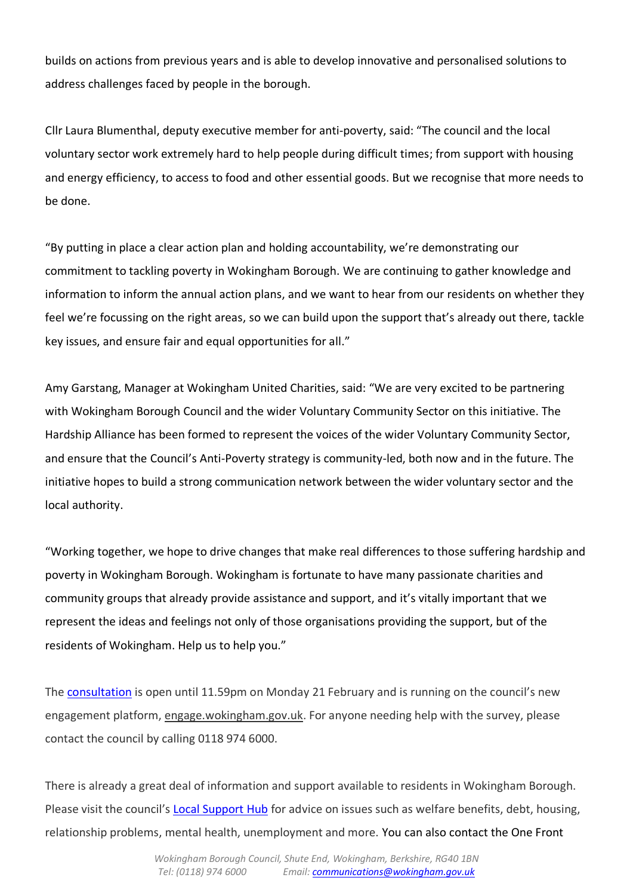builds on actions from previous years and is able to develop innovative and personalised solutions to address challenges faced by people in the borough.

Cllr Laura Blumenthal, deputy executive member for anti-poverty, said: "The council and the local voluntary sector work extremely hard to help people during difficult times; from support with housing and energy efficiency, to access to food and other essential goods. But we recognise that more needs to be done.

"By putting in place a clear action plan and holding accountability, we're demonstrating our commitment to tackling poverty in Wokingham Borough. We are continuing to gather knowledge and information to inform the annual action plans, and we want to hear from our residents on whether they feel we're focussing on the right areas, so we can build upon the support that's already out there, tackle key issues, and ensure fair and equal opportunities for all."

Amy Garstang, Manager at Wokingham United Charities, said: "We are very excited to be partnering with Wokingham Borough Council and the wider Voluntary Community Sector on this initiative. The Hardship Alliance has been formed to represent the voices of the wider Voluntary Community Sector, and ensure that the Council's Anti-Poverty strategy is community-led, both now and in the future. The initiative hopes to build a strong communication network between the wider voluntary sector and the local authority.

"Working together, we hope to drive changes that make real differences to those suffering hardship and poverty in Wokingham Borough. Wokingham is fortunate to have many passionate charities and community groups that already provide assistance and support, and it's vitally important that we represent the ideas and feelings not only of those organisations providing the support, but of the residents of Wokingham. Help us to help you."

The consultation is open until 11.59pm on Monday 21 February and is running on the council's new engagement platform, engage.wokingham.gov.uk. For anyone needing help with the survey, please contact the council by calling 0118 974 6000.

There is already a great deal of information and support available to residents in Wokingham Borough. Please visit the council's Local Support Hub for advice on issues such as welfare benefits, debt, housing, relationship problems, mental health, unemployment and more. You can also contact the One Front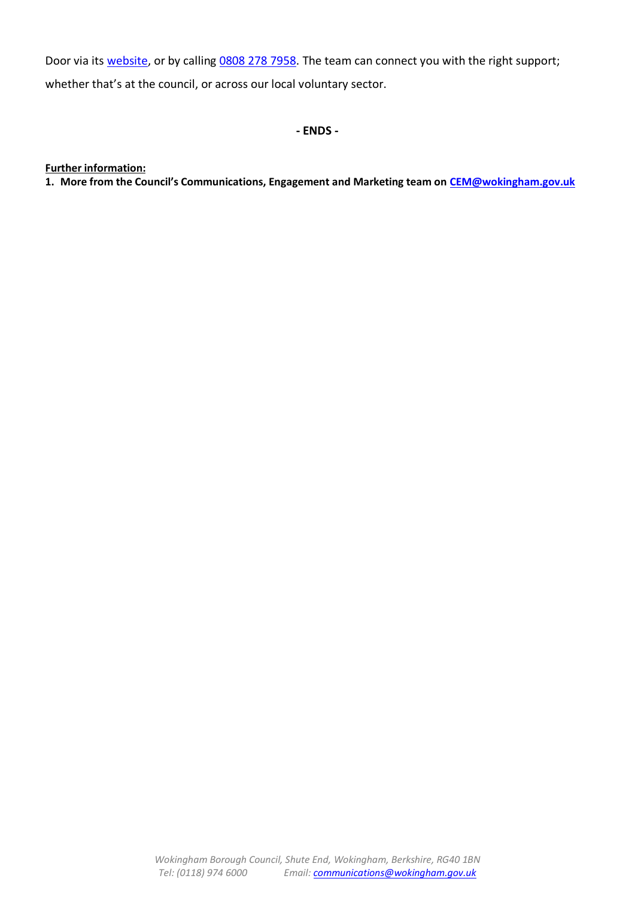Door via its website, or by calling 0808 278 7958. The team can connect you with the right support; whether that's at the council, or across our local voluntary sector.

**- ENDS -**

**Further information:**

1. **More from the Council's Communications, Engagement and Marketing team on CEM@wokingham.gov.uk**